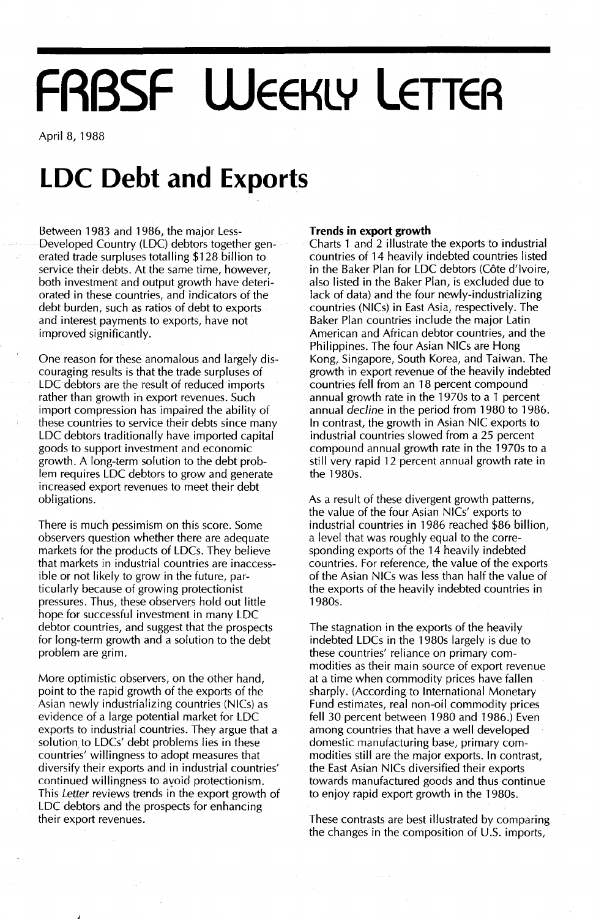# FRBSF Weekly Letter

April 8, 1988

## LDC Debt and Exports

Between 1983 and 1986, the major Less-Developed Country (LDC) debtors together generated trade surpluses totalling $128 billion to service their debts. At the same time, however, both investment and output growth have deteriorated in these countries, and indicators of the debt burden, such as ratios of debt to exports and interest payments to exports, have not improved significantly.

One reason for these anomalous and largely discouraging results is that the trade surpluses of LDC debtors are the result of reduced imports rather than growth in export revenues. Such import compression has impaired the ability of these countries to service their debts since many LDC debtors traditionally have imported capital goods to support investment and economic growth. A long-term solution to the debt problem requires LDC debtors to grow and generate increased export revenues to meet their debt obligations.

There is much pessimism on this score. Some observers question whether there are adequate markets for the products of LDCs. They believe that markets in industrial countries are inaccessible or not likely to grow in the future, particularly because of growing protectionist pressures. Thus, these observers hold out little hope for successful investment in many LDC debtor countries, and suggest that the prospects for long-term growth and a solution to the debt problem are grim.

More optimistic observers, on the other hand, point to the rapid growth of the exports of the Asian newly industrializing countries (NICs) as evidence of a large potential market for LDC exports to industrial countries. They argue that a solution to LDCs' debt problems lies in these countries' willingness to adopt measures that diversify their exports and in industrial countries' continued willingness to avoid protectionism. This *Letter* reviews trends in the export growth of LDC debtors and the prospects for enhancing their export revenues.

**Trends in export growth**

Charts 1 and 2 illustrate the exports to industrial countries of 14 heavily indebted countries listed in the Baker Plan for LDC debtors (Côte d'Ivoire, also listed in the Baker Plan, is excluded due to lack of data) and the four newly-industrializing countries (NICs) in East Asia, respectively. The Baker Plan countries include the major Latin American and African debtor countries, and the Philippines. The four Asian NICs are Hong Kong, Singapore, South Korea, and Taiwan. The growth in export revenue of the heavily indebted countries fell from an 18 percent compound annual growth rate in the 1970s to a 1 percent annual *decline* in the period from 1980 to 1986. In contrast, the growth in Asian NIC exports to industrial countries slowed from a 25 percent compound annual growth rate in the 1970s to a still very rapid 12 percent annual growth rate in the 1980s.

As a result of these divergent growth patterns, the value of the four Asian NICs' exports to industrial countries in 1986 reached $86 billion, a level that was roughly equal to the corresponding exports of the 14 heavily indebted countries. For reference, the value of the exports of the Asian NICs was less than half the value of the exports of the heavily indebted countries in 1980s.

The stagnation in the exports of the heavily indebted LDCs in the 1980s largely is due to these countries' reliance on primary commodities as their main source of export revenue at a time when commodity prices have fallen sharply. (According to International Monetary Fund estimates, real non-oil commodity prices fell 30 percent between 1980 and 1986.) Even among countries that have a well developed domestic manufacturing base, primary commodities still are the major exports. In contrast, the East Asian NICs diversified their exports towards manufactured goods and thus continue to enjoy rapid export growth in the 1980s.

These contrasts are best illustrated by comparing the changes in the composition of U.S. imports,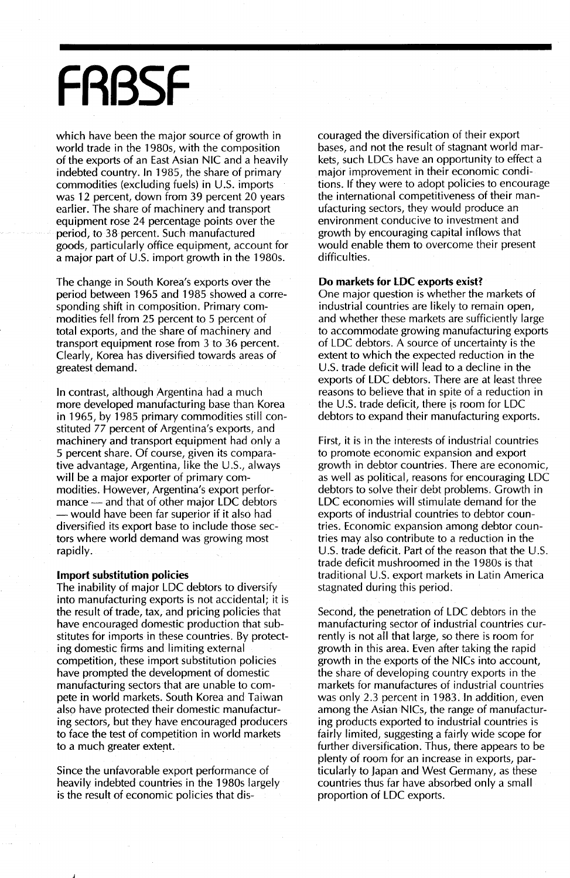which have been the major source of growth in world trade in the 1980s, with the composition of the exports of an East Asian NIC and a heavily indebted country. In 1985, the share of primary commodities (excluding fuels) in U.S. imports was 12 percent, down from 39 percent 20 years earlier. The share of machinery and transport equipment rose 24 percentage points over the period, to 38 percent. Such manufactured goods, particularly office equipment, account for a major part of U.S. import growth in the 1980s.

The change in South Korea's exports over the period between 1965 and 1985 showed a corresponding shift in composition. Primary commodities fell from 25 percent to 5 percent of total exports, and the share of machinery and transport equipment rose from 3 to 36 percent. Clearly, Korea has diversified towards areas of greatest demand.

In contrast, although Argentina had a much more developed manufacturing base than Korea in 1965, by 1985 primary commodities still constituted 77 percent of Argentina's exports, and machinery and transport equipment had only a 5 percent share. Of course, given its comparative advantage, Argentina, like the U.S., always will be a major exporter of primary commodities. However, Argentina's export performance — and that of other major LDC debtors — would have been far superior if it also had diversified its export base to include those sectors where world demand was growing most rapidly.

**Import substitution policies**

The inability of major LDC debtors to diversify into manufacturing exports is not accidental; it is the result of trade, tax, and pricing policies that have encouraged domestic production that substitutes for imports in these countries. By protecting domestic firms and limiting external competition, these import substitution policies have prompted the development of domestic manufacturing sectors that are unable to compete in world markets. South Korea and Taiwan also have protected their domestic manufacturing sectors, but they have encouraged producers to face the test of competition in world markets to a much greater extent.

Since the unfavorable export performance of heavily indebted countries in the 1980s largely is the result of economic policies that discouraged the diversification of their export bases, and not the result of stagnant world markets, such LDCs have an opportunity to effect a major improvement in their economic conditions. If they were to adopt policies to encourage the international competitiveness of their manufacturing sectors, they would produce an environment conducive to investment and growth by encouraging capital inflows that would enable them to overcome their present difficulties.

**Do markets for LDC exports exist?**

One major question is whether the markets of industrial countries are likely to remain open, and whether these markets are sufficiently large to accommodate growing manufacturing exports of LDC debtors. A source of uncertainty is the extent to which the expected reduction in the U.S. trade deficit will lead to a decline in the exports of LDC debtors. There are at least three reasons to believe that in spite of a reduction in the U.S. trade deficit, there is room for LDC debtors to expand their manufacturing exports.

First, it is in the interests of industrial countries to promote economic expansion and export growth in debtor countries. There are economic, as well as political, reasons for encouraging LDC debtors to solve their debt problems. Growth in LDC economies will stimulate demand for the exports of industrial countries to debtor countries. Economic expansion among debtor countries may also contribute to a reduction in the U.S. trade deficit. Part of the reason that the U.S. trade deficit mushroomed in the 1980s is that traditional U.S. export markets in Latin America stagnated during this period.

Second, the penetration of LDC debtors in the manufacturing sector of industrial countries currently is not all that large, so there is room for growth in this area. Even after taking the rapid growth in the exports of the NICs into account, the share of developing country exports in the markets for manufactures of industrial countries was only 2.3 percent in 1983. In addition, even among the Asian NICs, the range of manufacturing products exported to industrial countries is fairly limited, suggesting a fairly wide scope for further diversification. Thus, there appears to be plenty of room for an increase in exports, particularly to Japan and West Germany, as these countries thus far have absorbed only a small proportion of LDC exports.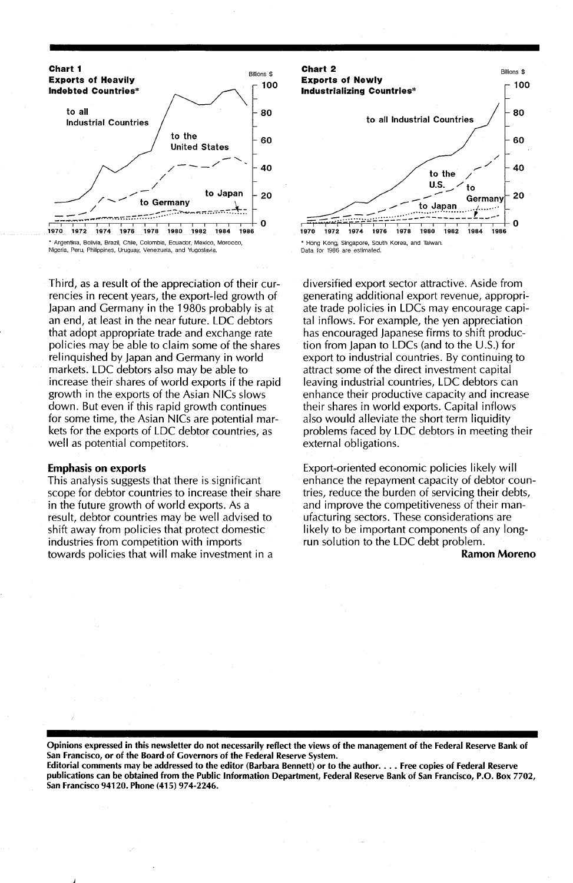**Chart 1**
**Exports of Heavily Indebted Countries***

\* Argentina, Bolivia, Brazil, Chile, Colombia, Ecuador, Mexico, Morocco, Nigeria, Peru, Philippines, Uruguay, Venezuela, and Yugoslavia.

**Chart 2**
**Exports of Newly Industrializing Countries***

\* Hong Kong, Singapore, South Korea, and Taiwan.
Data for 1986 are estimated.

Third, as a result of the appreciation of their currencies in recent years, the export-led growth of Japan and Germany in the 1980s probably is at an end, at least in the near future. LDC debtors that adopt appropriate trade and exchange rate policies may be able to claim some of the shares relinquished by Japan and Germany in world markets. LDC debtors also may be able to increase their shares of world exports if the rapid growth in the exports of the Asian NICs slows down. But even if this rapid growth continues for some time, the Asian NICs are potential markets for the exports of LDC debtor countries, as well as potential competitors.

### Emphasis on exports

This analysis suggests that there is significant scope for debtor countries to increase their share in the future growth of world exports. As a result, debtor countries may be well advised to shift away from policies that protect domestic industries from competition with imports towards policies that will make investment in a diversified export sector attractive. Aside from generating additional export revenue, appropriate trade policies in LDCs may encourage capital inflows. For example, the yen appreciation has encouraged Japanese firms to shift production from Japan to LDCs (and to the U.S.) for export to industrial countries. By continuing to attract some of the direct investment capital leaving industrial countries, LDC debtors can enhance their productive capacity and increase their shares in world exports. Capital inflows also would alleviate the short term liquidity problems faced by LDC debtors in meeting their external obligations.

Export-oriented economic policies likely will enhance the repayment capacity of debtor countries, reduce the burden of servicing their debts, and improve the competitiveness of their manufacturing sectors. These considerations are likely to be important components of any long-run solution to the LDC debt problem.

**Ramon Moreno**

**Opinions expressed in this newsletter do not necessarily reflect the views of the management of the Federal Reserve Bank of San Francisco, or of the Board of Governors of the Federal Reserve System.**
**Editorial comments may be addressed to the editor (Barbara Bennett) or to the author. . . . Free copies of Federal Reserve publications can be obtained from the Public Information Department, Federal Reserve Bank of San Francisco, P.O. Box 7702, San Francisco 94120. Phone (415) 974-2246.**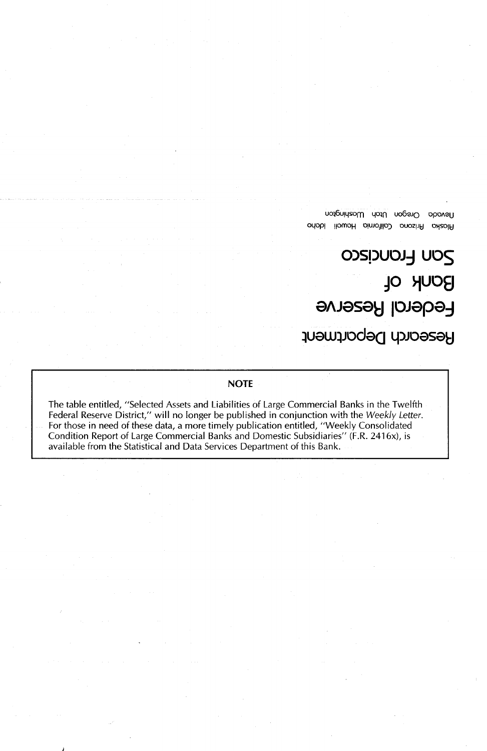# Research Department

## Federal Reserve Bank of San Francisco

Alaska Arizona California Hawaii Idaho
Nevada Oregon Utah Washington

**NOTE**

The table entitled, "Selected Assets and Liabilities of Large Commercial Banks in the Twelfth Federal Reserve District," will no longer be published in conjunction with the *Weekly Letter*. For those in need of these data, a more timely publication entitled, "Weekly Consolidated Condition Report of Large Commercial Banks and Domestic Subsidiaries" (F.R. 2416x), is available from the Statistical and Data Services Department of this Bank.